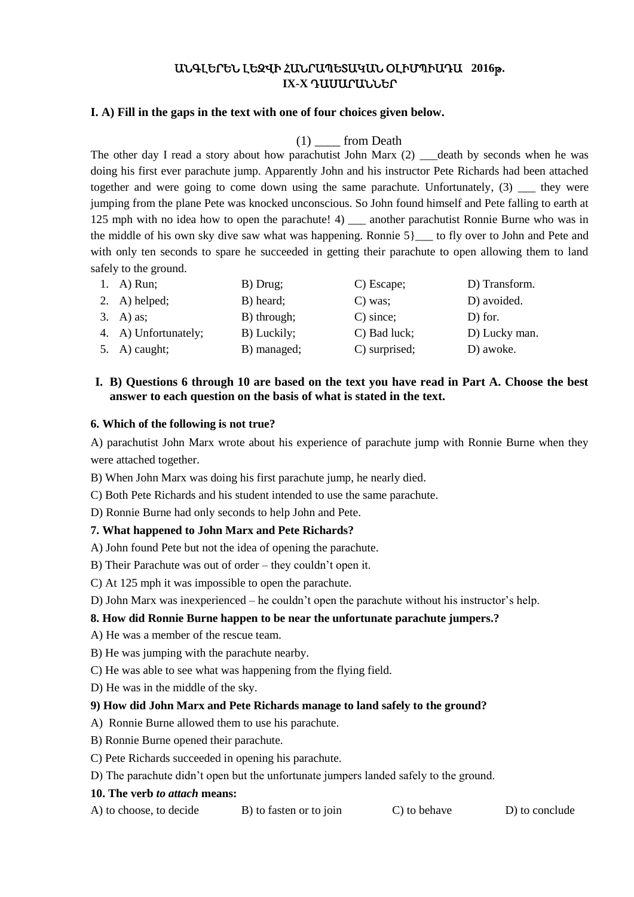**ԱՆԳԼԵՐԵՆ ԼԵԶՎԻ ՀԱՆՐԱՊԵՏԱԿԱՆ ՕԼԻՄՊԻԱԴԱ 2016թ.**
**IX-X ԴԱՍԱՐԱՆՆԵՐ**

**I. A) Fill in the gaps in the text with one of four choices given below.**

(1) ____ from Death

The other day I read a story about how parachutist John Marx (2) ___death by seconds when he was doing his first ever parachute jump. Apparently John and his instructor Pete Richards had been attached together and were going to come down using the same parachute. Unfortunately, (3) ___ they were jumping from the plane Pete was knocked unconscious. So John found himself and Pete falling to earth at 125 mph with no idea how to open the parachute! 4) ___ another parachutist Ronnie Burne who was in the middle of his own sky dive saw what was happening. Ronnie 5}___ to fly over to John and Pete and with only ten seconds to spare he succeeded in getting their parachute to open allowing them to land safely to the ground.

1. A) Run; B) Drug; C) Escape; D) Transform.
2. A) helped; B) heard; C) was; D) avoided.
3. A) as; B) through; C) since; D) for.
4. A) Unfortunately; B) Luckily; C) Bad luck; D) Lucky man.
5. A) caught; B) managed; C) surprised; D) awoke.

**I. B) Questions 6 through 10 are based on the text you have read in Part A. Choose the best answer to each question on the basis of what is stated in the text.**

**6. Which of the following is not true?**

A) parachutist John Marx wrote about his experience of parachute jump with Ronnie Burne when they were attached together.

B) When John Marx was doing his first parachute jump, he nearly died.

C) Both Pete Richards and his student intended to use the same parachute.

D) Ronnie Burne had only seconds to help John and Pete.

**7. What happened to John Marx and Pete Richards?**

A) John found Pete but not the idea of opening the parachute.

B) Their Parachute was out of order – they couldn't open it.

C) At 125 mph it was impossible to open the parachute.

D) John Marx was inexperienced – he couldn't open the parachute without his instructor's help.

**8. How did Ronnie Burne happen to be near the unfortunate parachute jumpers.?**

A) He was a member of the rescue team.

B) He was jumping with the parachute nearby.

C) He was able to see what was happening from the flying field.

D) He was in the middle of the sky.

**9) How did John Marx and Pete Richards manage to land safely to the ground?**

A) Ronnie Burne allowed them to use his parachute.

B) Ronnie Burne opened their parachute.

C) Pete Richards succeeded in opening his parachute.

D) The parachute didn't open but the unfortunate jumpers landed safely to the ground.

**10. The verb *to attach* means:**

A) to choose, to decide B) to fasten or to join C) to behave D) to conclude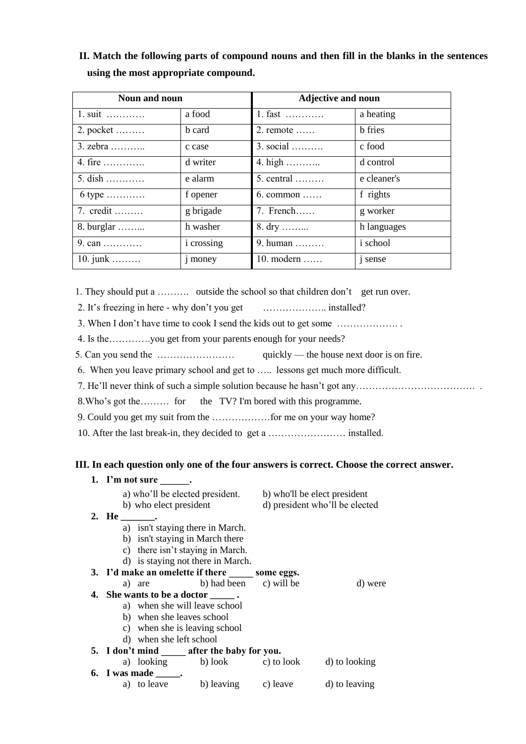**II. Match the following parts of compound nouns and then fill in the blanks in the sentences using the most appropriate compound.**

| Noun and noun | | Adjective and noun | |
|---|---|---|---|
| 1. suit ………… | a food | 1. fast ………… | a heating |
| 2. pocket ……… | b card | 2. remote …… | b fries |
| 3. zebra ……….. | c case | 3. social ………. | c food |
| 4. fire …………. | d writer | 4. high ……….. | d control |
| 5. dish ………… | e alarm | 5. central ……… | e cleaner's |
| 6 type ………… | f opener | 6. common …… | f rights |
| 7. credit ……… | g brigade | 7. French…… | g worker |
| 8. burglar ……... | h washer | 8. dry ……... | h languages |
| 9. can ………… | i crossing | 9. human ……… | i school |
| 10. junk ……… | j money | 10. modern …… | j sense |

1. They should put a ………. outside the school so that children don't get run over.
2. It's freezing in here - why don't you get ……………….. installed?
3. When I don't have time to cook I send the kids out to get some ………………. .
4. Is the…………you get from your parents enough for your needs?
5. Can you send the …………………… quickly — the house next door is on fire.
6. When you leave primary school and get to ….. lessons get much more difficult.
7. He'll never think of such a simple solution because he hasn't got any………………………………. .
8. Who's got the……… for the TV? I'm bored with this programme.
9. Could you get my suit from the ………………for me on your way home?
10. After the last break-in, they decided to get a …………………… installed.

**III. In each question only one of the four answers is correct. Choose the correct answer.**

1. **I'm not sure ______.**
   a) who'll be elected president. b) who'll be elect president
   b) who elect president d) president who'll be elected
2. **He _______.**
   a) isn't staying there in March.
   b) isn't staying in March there
   c) there isn't staying in March.
   d) is staying not there in March.
3. **I'd make an omelette if there _____ some eggs.**
   a) are b) had been c) will be d) were
4. **She wants to be a doctor _____ .**
   a) when she will leave school
   b) when she leaves school
   c) when she is leaving school
   d) when she left school
5. **I don't mind _____ after the baby for you.**
   a) looking b) look c) to look d) to looking
6. **I was made _____.**
   a) to leave b) leaving c) leave d) to leaving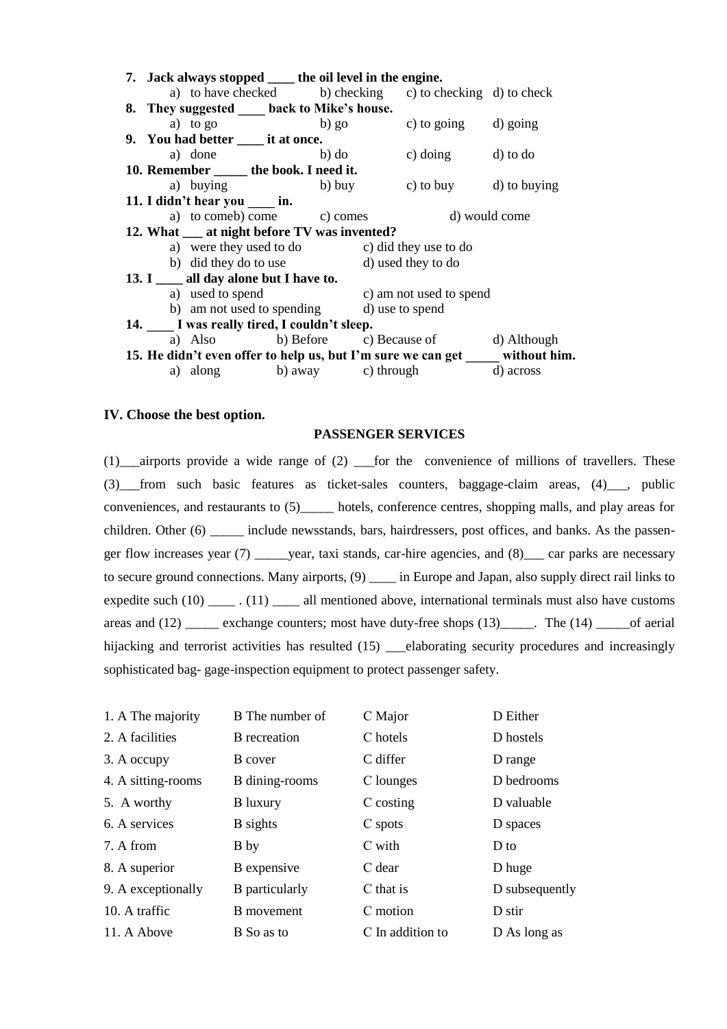**7. Jack always stopped ____ the oil level in the engine.**

a) to have checked b) checking c) to checking d) to check

**8. They suggested ____ back to Mike's house.**

a) to go b) go c) to going d) going

**9. You had better ____ it at once.**

a) done b) do c) doing d) to do

**10. Remember _____ the book. I need it.**

a) buying b) buy c) to buy d) to buying

**11. I didn't hear you ____ in.**

a) to comeb) come c) comes d) would come

**12. What ___ at night before TV was invented?**

a) were they used to do
b) did they do to use
c) did they use to do
d) used they to do

**13. I ____ all day alone but I have to.**

a) used to spend
b) am not used to spending
c) am not used to spend
d) use to spend

**14. ____ I was really tired, I couldn't sleep.**

a) Also b) Before c) Because of d) Although

**15. He didn't even offer to help us, but I'm sure we can get _____ without him.**

a) along b) away c) through d) across

## IV. Choose the best option.

**PASSENGER SERVICES**

(1)___airports provide a wide range of (2) ___for the convenience of millions of travellers. These (3)___from such basic features as ticket-sales counters, baggage-claim areas, (4)___, public conveniences, and restaurants to (5)_____ hotels, conference centres, shopping malls, and play areas for children. Other (6) _____ include newsstands, bars, hairdressers, post offices, and banks. As the passenger flow increases year (7) _____year, taxi stands, car-hire agencies, and (8)___ car parks are necessary to secure ground connections. Many airports, (9) ____ in Europe and Japan, also supply direct rail links to expedite such (10) ____ . (11) ____ all mentioned above, international terminals must also have customs areas and (12) _____ exchange counters; most have duty-free shops (13)_____. The (14) _____of aerial hijacking and terrorist activities has resulted (15) ___elaborating security procedures and increasingly sophisticated bag- gage-inspection equipment to protect passenger safety.

| | | | |
|---|---|---|---|
| 1. A The majority | B The number of | C Major | D Either |
| 2. A facilities | B recreation | C hotels | D hostels |
| 3. A occupy | B cover | C differ | D range |
| 4. A sitting-rooms | B dining-rooms | C lounges | D bedrooms |
| 5. A worthy | B luxury | C costing | D valuable |
| 6. A services | B sights | C spots | D spaces |
| 7. A from | B by | C with | D to |
| 8. A superior | B expensive | C dear | D huge |
| 9. A exceptionally | B particularly | C that is | D subsequently |
| 10. A traffic | B movement | C motion | D stir |
| 11. A Above | B So as to | C In addition to | D As long as |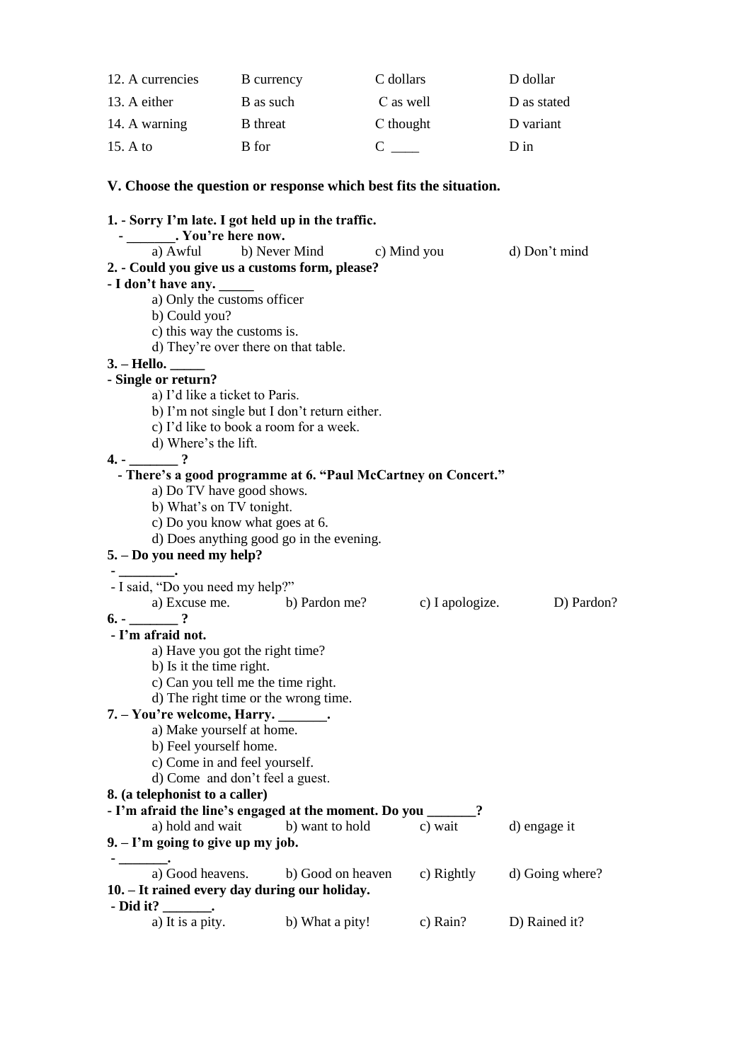| | | | |
|---|---|---|---|
| 12. A currencies | B currency | C dollars | D dollar |
| 13. A either | B as such | C as well | D as stated |
| 14. A warning | B threat | C thought | D variant |
| 15. A to | B for | C ____ | D in |

**V. Choose the question or response which best fits the situation.**

**1. - Sorry I'm late. I got held up in the traffic.**
**- _______. You're here now.**
a) Awful b) Never Mind c) Mind you d) Don't mind

**2. - Could you give us a customs form, please?**
**- I don't have any. _____**
a) Only the customs officer
b) Could you?
c) this way the customs is.
d) They're over there on that table.

**3. – Hello. _____**
**- Single or return?**
a) I'd like a ticket to Paris.
b) I'm not single but I don't return either.
c) I'd like to book a room for a week.
d) Where's the lift.

**4. - _______ ?**
**- There's a good programme at 6. "Paul McCartney on Concert."**
a) Do TV have good shows.
b) What's on TV tonight.
c) Do you know what goes at 6.
d) Does anything good go in the evening.

**5. – Do you need my help?**
**- ________.**
- I said, "Do you need my help?"
a) Excuse me. b) Pardon me? c) I apologize. D) Pardon?

**6. - _______ ?**
**- I'm afraid not.**
a) Have you got the right time?
b) Is it the time right.
c) Can you tell me the time right.
d) The right time or the wrong time.

**7. – You're welcome, Harry. _______.**
a) Make yourself at home.
b) Feel yourself home.
c) Come in and feel yourself.
d) Come and don't feel a guest.

**8. (a telephonist to a caller)**
**- I'm afraid the line's engaged at the moment. Do you _______?**
a) hold and wait b) want to hold c) wait d) engage it

**9. – I'm going to give up my job.**
**- _______.**
a) Good heavens. b) Good on heaven c) Rightly d) Going where?

**10. – It rained every day during our holiday.**
**- Did it? _______.**
a) It is a pity. b) What a pity! c) Rain? D) Rained it?